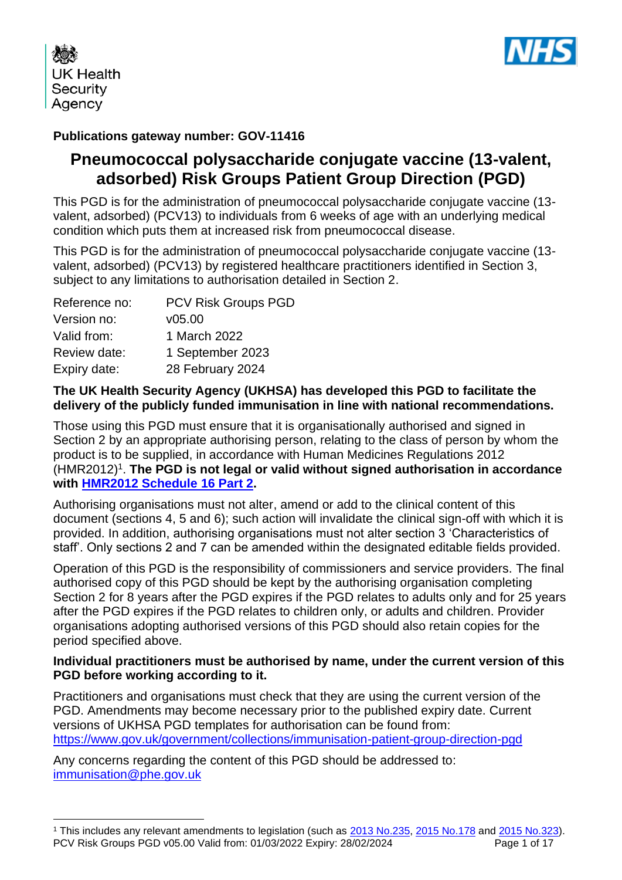**Publications gateway number: GOV-11416**

# Pneumococcal polysaccharide conjugate vaccine (13-valent, adsorbed) Risk Groups Patient Group Direction (PGD)

This PGD is for the administration of pneumococcal polysaccharide conjugate vaccine (13-valent, adsorbed) (PCV13) to individuals from 6 weeks of age with an underlying medical condition which puts them at increased risk from pneumococcal disease.

This PGD is for the administration of pneumococcal polysaccharide conjugate vaccine (13-valent, adsorbed) (PCV13) by registered healthcare practitioners identified in Section 3, subject to any limitations to authorisation detailed in Section 2.

| | |
|---|---|
| Reference no: | PCV Risk Groups PGD |
| Version no: | v05.00 |
| Valid from: | 1 March 2022 |
| Review date: | 1 September 2023 |
| Expiry date: | 28 February 2024 |

**The UK Health Security Agency (UKHSA) has developed this PGD to facilitate the delivery of the publicly funded immunisation in line with national recommendations.**

Those using this PGD must ensure that it is organisationally authorised and signed in Section 2 by an appropriate authorising person, relating to the class of person by whom the product is to be supplied, in accordance with Human Medicines Regulations 2012 (HMR2012)[1]. **The PGD is not legal or valid without signed authorisation in accordance with [HMR2012 Schedule 16 Part 2](#).**

Authorising organisations must not alter, amend or add to the clinical content of this document (sections 4, 5 and 6); such action will invalidate the clinical sign-off with which it is provided. In addition, authorising organisations must not alter section 3 'Characteristics of staff'. Only sections 2 and 7 can be amended within the designated editable fields provided.

Operation of this PGD is the responsibility of commissioners and service providers. The final authorised copy of this PGD should be kept by the authorising organisation completing Section 2 for 8 years after the PGD expires if the PGD relates to adults only and for 25 years after the PGD expires if the PGD relates to children only, or adults and children. Provider organisations adopting authorised versions of this PGD should also retain copies for the period specified above.

**Individual practitioners must be authorised by name, under the current version of this PGD before working according to it.**

Practitioners and organisations must check that they are using the current version of the PGD. Amendments may become necessary prior to the published expiry date. Current versions of UKHSA PGD templates for authorisation can be found from: https://www.gov.uk/government/collections/immunisation-patient-group-direction-pgd

Any concerns regarding the content of this PGD should be addressed to: immunisation@phe.gov.uk

[1] This includes any relevant amendments to legislation (such as 2013 No.235, 2015 No.178 and 2015 No.323).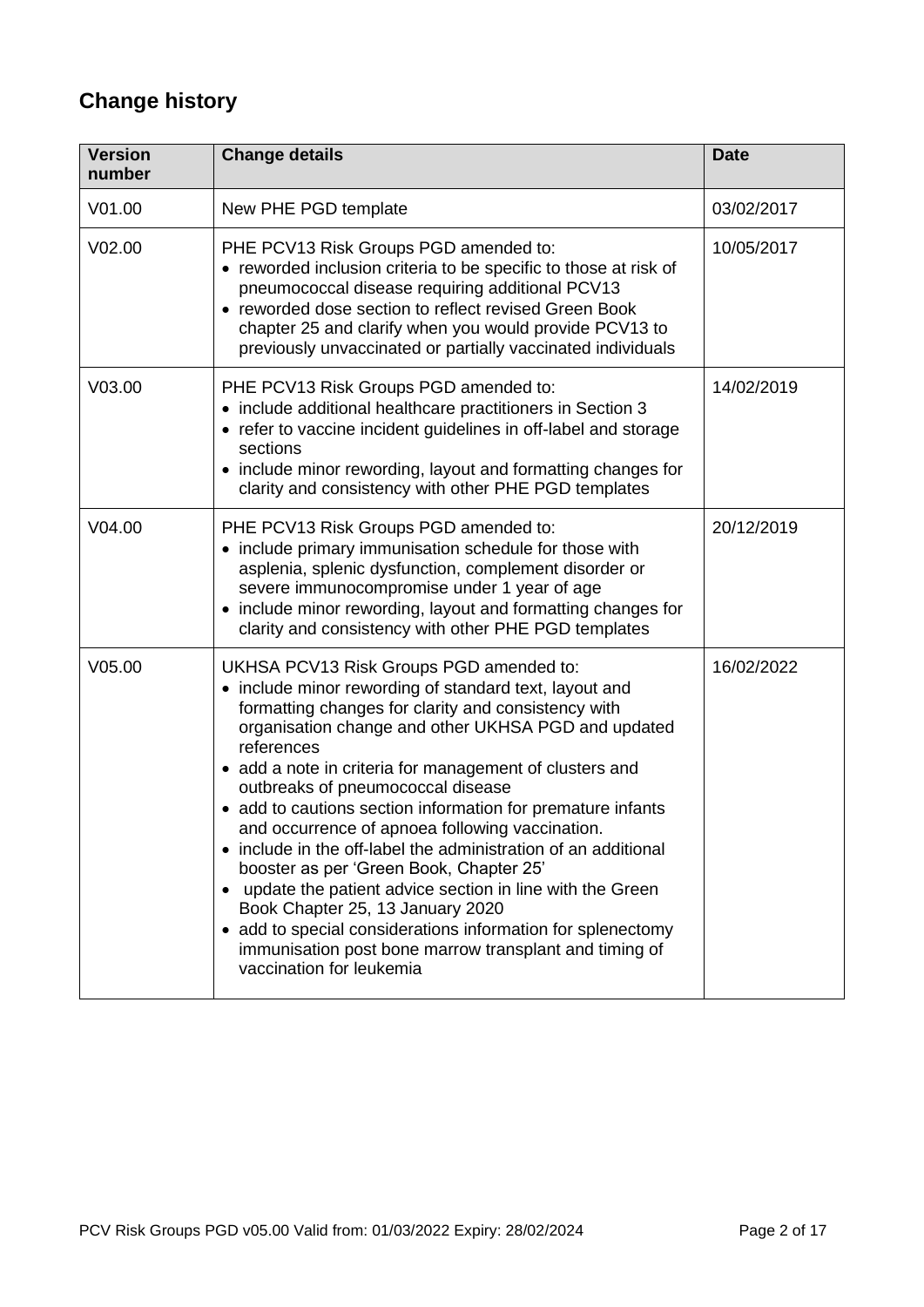## Change history

| Version number | Change details | Date |
| --- | --- | --- |
| V01.00 | New PHE PGD template | 03/02/2017 |
| V02.00 | PHE PCV13 Risk Groups PGD amended to:<br>• reworded inclusion criteria to be specific to those at risk of pneumococcal disease requiring additional PCV13<br>• reworded dose section to reflect revised Green Book chapter 25 and clarify when you would provide PCV13 to previously unvaccinated or partially vaccinated individuals | 10/05/2017 |
| V03.00 | PHE PCV13 Risk Groups PGD amended to:<br>• include additional healthcare practitioners in Section 3<br>• refer to vaccine incident guidelines in off-label and storage sections<br>• include minor rewording, layout and formatting changes for clarity and consistency with other PHE PGD templates | 14/02/2019 |
| V04.00 | PHE PCV13 Risk Groups PGD amended to:<br>• include primary immunisation schedule for those with asplenia, splenic dysfunction, complement disorder or severe immunocompromise under 1 year of age<br>• include minor rewording, layout and formatting changes for clarity and consistency with other PHE PGD templates | 20/12/2019 |
| V05.00 | UKHSA PCV13 Risk Groups PGD amended to:<br>• include minor rewording of standard text, layout and formatting changes for clarity and consistency with organisation change and other UKHSA PGD and updated references<br>• add a note in criteria for management of clusters and outbreaks of pneumococcal disease<br>• add to cautions section information for premature infants and occurrence of apnoea following vaccination.<br>• include in the off-label the administration of an additional booster as per 'Green Book, Chapter 25'<br>• update the patient advice section in line with the Green Book Chapter 25, 13 January 2020<br>• add to special considerations information for splenectomy immunisation post bone marrow transplant and timing of vaccination for leukemia | 16/02/2022 |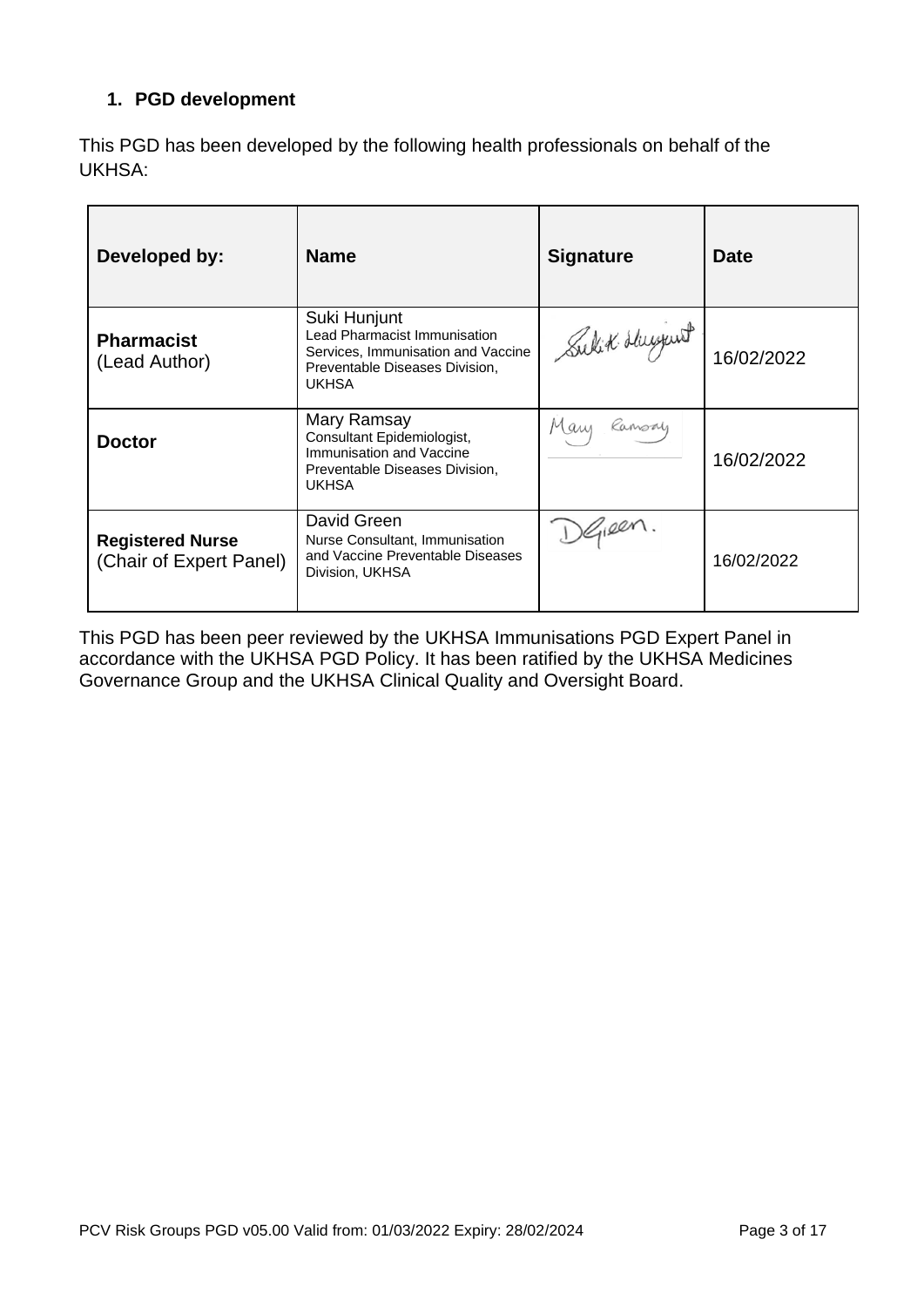## 1. PGD development

This PGD has been developed by the following health professionals on behalf of the UKHSA:

| Developed by: | Name | Signature | Date |
|---|---|---|---|
| **Pharmacist** (Lead Author) | Suki Hunjunt<br>Lead Pharmacist Immunisation Services, Immunisation and Vaccine Preventable Diseases Division, UKHSA | Suki K. Hunjunt | 16/02/2022 |
| **Doctor** | Mary Ramsay<br>Consultant Epidemiologist, Immunisation and Vaccine Preventable Diseases Division, UKHSA | Mary Ramsay | 16/02/2022 |
| **Registered Nurse** (Chair of Expert Panel) | David Green<br>Nurse Consultant, Immunisation and Vaccine Preventable Diseases Division, UKHSA | DGreen. | 16/02/2022 |

This PGD has been peer reviewed by the UKHSA Immunisations PGD Expert Panel in accordance with the UKHSA PGD Policy. It has been ratified by the UKHSA Medicines Governance Group and the UKHSA Clinical Quality and Oversight Board.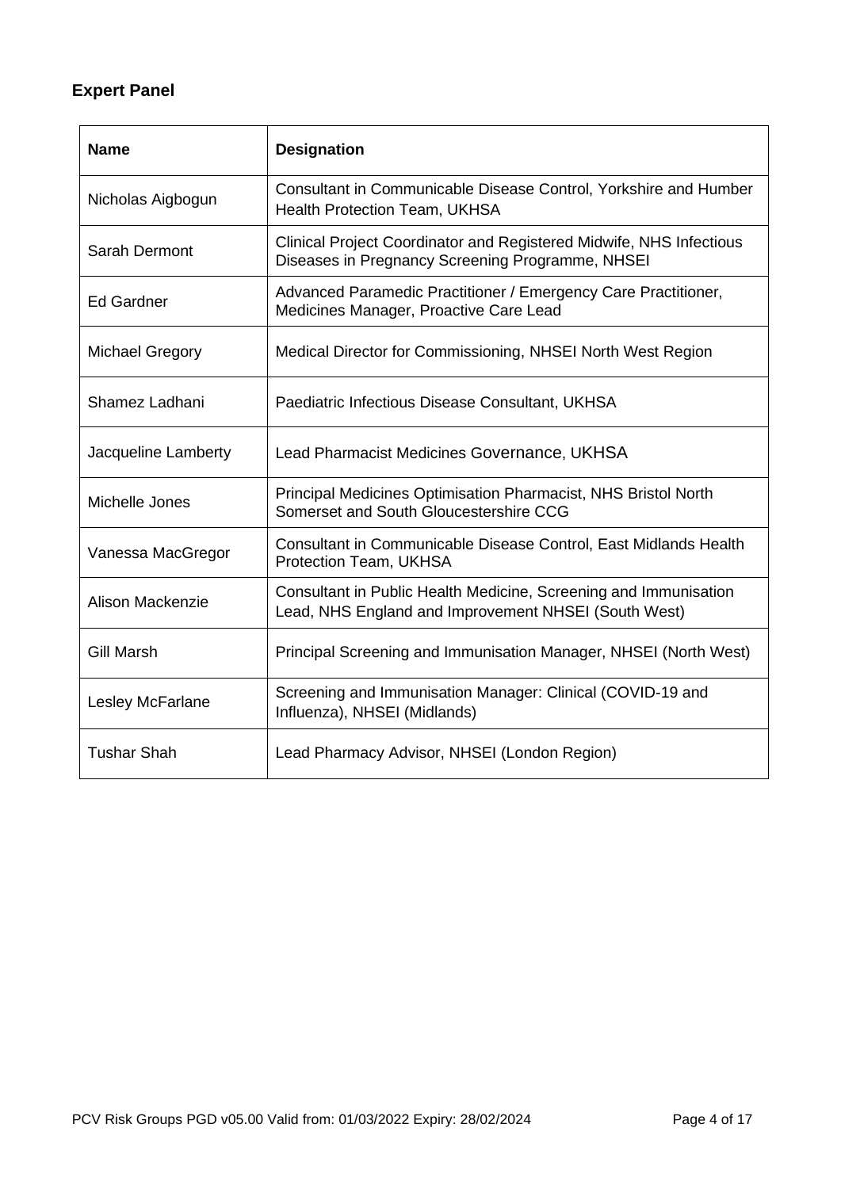## Expert Panel

| Name | Designation |
|---|---|
| Nicholas Aigbogun | Consultant in Communicable Disease Control, Yorkshire and Humber Health Protection Team, UKHSA |
| Sarah Dermont | Clinical Project Coordinator and Registered Midwife, NHS Infectious Diseases in Pregnancy Screening Programme, NHSEI |
| Ed Gardner | Advanced Paramedic Practitioner / Emergency Care Practitioner, Medicines Manager, Proactive Care Lead |
| Michael Gregory | Medical Director for Commissioning, NHSEI North West Region |
| Shamez Ladhani | Paediatric Infectious Disease Consultant, UKHSA |
| Jacqueline Lamberty | Lead Pharmacist Medicines Governance, UKHSA |
| Michelle Jones | Principal Medicines Optimisation Pharmacist, NHS Bristol North Somerset and South Gloucestershire CCG |
| Vanessa MacGregor | Consultant in Communicable Disease Control, East Midlands Health Protection Team, UKHSA |
| Alison Mackenzie | Consultant in Public Health Medicine, Screening and Immunisation Lead, NHS England and Improvement NHSEI (South West) |
| Gill Marsh | Principal Screening and Immunisation Manager, NHSEI (North West) |
| Lesley McFarlane | Screening and Immunisation Manager: Clinical (COVID-19 and Influenza), NHSEI (Midlands) |
| Tushar Shah | Lead Pharmacy Advisor, NHSEI (London Region) |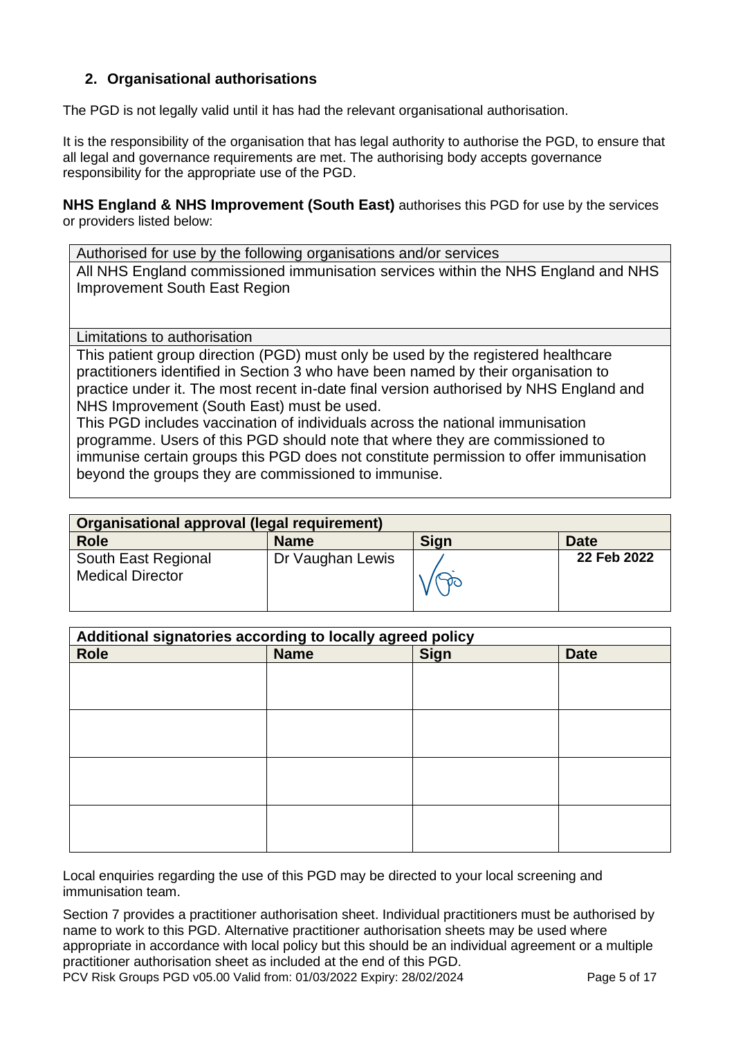## 2. Organisational authorisations

The PGD is not legally valid until it has had the relevant organisational authorisation.

It is the responsibility of the organisation that has legal authority to authorise the PGD, to ensure that all legal and governance requirements are met. The authorising body accepts governance responsibility for the appropriate use of the PGD.

**NHS England & NHS Improvement (South East)** authorises this PGD for use by the services or providers listed below:

| Authorised for use by the following organisations and/or services |
|---|
| All NHS England commissioned immunisation services within the NHS England and NHS Improvement South East Region |
| Limitations to authorisation |
| This patient group direction (PGD) must only be used by the registered healthcare practitioners identified in Section 3 who have been named by their organisation to practice under it. The most recent in-date final version authorised by NHS England and NHS Improvement (South East) must be used.<br>This PGD includes vaccination of individuals across the national immunisation programme. Users of this PGD should note that where they are commissioned to immunise certain groups this PGD does not constitute permission to offer immunisation beyond the groups they are commissioned to immunise. |

| **Organisational approval (legal requirement)** | | | |
|---|---|---|---|
| **Role** | **Name** | **Sign** | **Date** |
| South East Regional Medical Director | Dr Vaughan Lewis | [signature] | **22 Feb 2022** |

| **Additional signatories according to locally agreed policy** | | | |
|---|---|---|---|
| **Role** | **Name** | **Sign** | **Date** |
| | | | |
| | | | |
| | | | |
| | | | |

Local enquiries regarding the use of this PGD may be directed to your local screening and immunisation team.

Section 7 provides a practitioner authorisation sheet. Individual practitioners must be authorised by name to work to this PGD. Alternative practitioner authorisation sheets may be used where appropriate in accordance with local policy but this should be an individual agreement or a multiple practitioner authorisation sheet as included at the end of this PGD.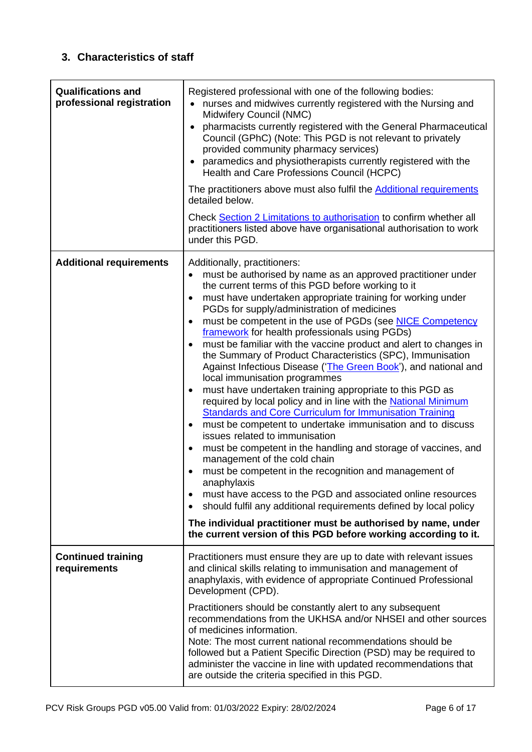## 3. Characteristics of staff

| | |
|---|---|
| **Qualifications and professional registration** | Registered professional with one of the following bodies:<br>• nurses and midwives currently registered with the Nursing and Midwifery Council (NMC)<br>• pharmacists currently registered with the General Pharmaceutical Council (GPhC) (Note: This PGD is not relevant to privately provided community pharmacy services)<br>• paramedics and physiotherapists currently registered with the Health and Care Professions Council (HCPC)<br><br>The practitioners above must also fulfil the Additional requirements detailed below.<br><br>Check Section 2 Limitations to authorisation to confirm whether all practitioners listed above have organisational authorisation to work under this PGD. |
| **Additional requirements** | Additionally, practitioners:<br>• must be authorised by name as an approved practitioner under the current terms of this PGD before working to it<br>• must have undertaken appropriate training for working under PGDs for supply/administration of medicines<br>• must be competent in the use of PGDs (see NICE Competency framework for health professionals using PGDs)<br>• must be familiar with the vaccine product and alert to changes in the Summary of Product Characteristics (SPC), Immunisation Against Infectious Disease ('The Green Book'), and national and local immunisation programmes<br>• must have undertaken training appropriate to this PGD as required by local policy and in line with the National Minimum Standards and Core Curriculum for Immunisation Training<br>• must be competent to undertake immunisation and to discuss issues related to immunisation<br>• must be competent in the handling and storage of vaccines, and management of the cold chain<br>• must be competent in the recognition and management of anaphylaxis<br>• must have access to the PGD and associated online resources<br>• should fulfil any additional requirements defined by local policy<br><br>**The individual practitioner must be authorised by name, under the current version of this PGD before working according to it.** |
| **Continued training requirements** | Practitioners must ensure they are up to date with relevant issues and clinical skills relating to immunisation and management of anaphylaxis, with evidence of appropriate Continued Professional Development (CPD).<br><br>Practitioners should be constantly alert to any subsequent recommendations from the UKHSA and/or NHSEI and other sources of medicines information.<br>Note: The most current national recommendations should be followed but a Patient Specific Direction (PSD) may be required to administer the vaccine in line with updated recommendations that are outside the criteria specified in this PGD. |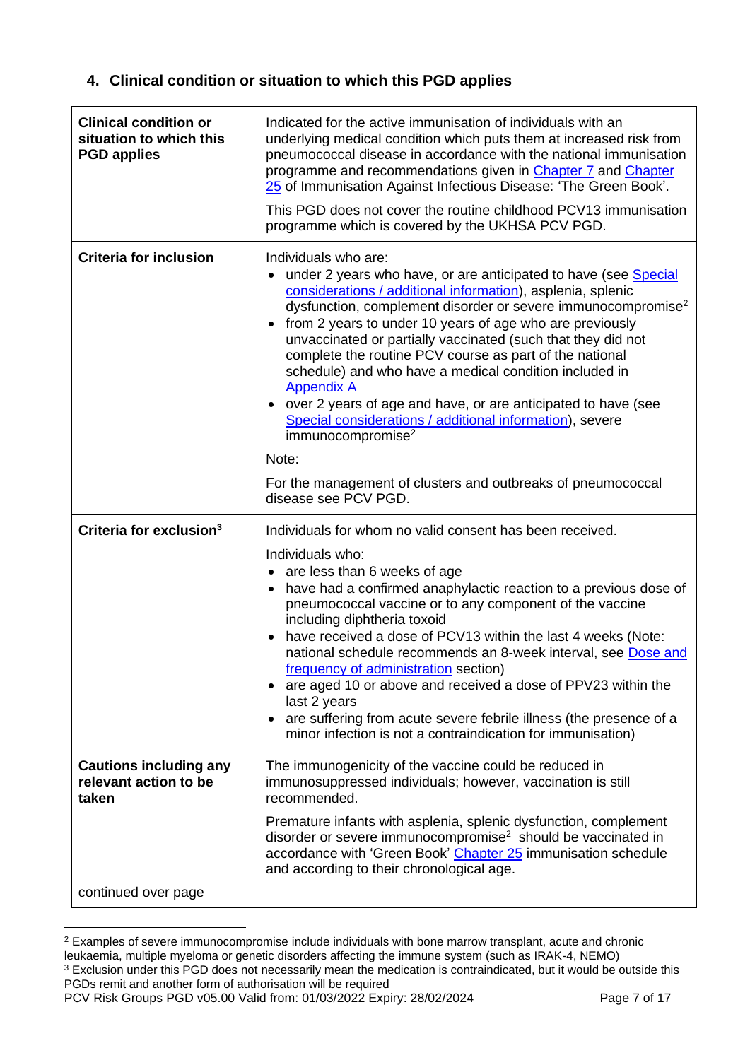## 4. Clinical condition or situation to which this PGD applies

| | |
|---|---|
| **Clinical condition or situation to which this PGD applies** | Indicated for the active immunisation of individuals with an underlying medical condition which puts them at increased risk from pneumococcal disease in accordance with the national immunisation programme and recommendations given in Chapter 7 and Chapter 25 of Immunisation Against Infectious Disease: 'The Green Book'.<br><br>This PGD does not cover the routine childhood PCV13 immunisation programme which is covered by the UKHSA PCV PGD. |
| **Criteria for inclusion** | Individuals who are:<br>• under 2 years who have, or are anticipated to have (see Special considerations / additional information), asplenia, splenic dysfunction, complement disorder or severe immunocompromise[2]<br>• from 2 years to under 10 years of age who are previously unvaccinated or partially vaccinated (such that they did not complete the routine PCV course as part of the national schedule) and who have a medical condition included in Appendix A<br>• over 2 years of age and have, or are anticipated to have (see Special considerations / additional information), severe immunocompromise[2]<br><br>Note:<br><br>For the management of clusters and outbreaks of pneumococcal disease see PCV PGD. |
| **Criteria for exclusion[3]** | Individuals for whom no valid consent has been received.<br><br>Individuals who:<br>• are less than 6 weeks of age<br>• have had a confirmed anaphylactic reaction to a previous dose of pneumococcal vaccine or to any component of the vaccine including diphtheria toxoid<br>• have received a dose of PCV13 within the last 4 weeks (Note: national schedule recommends an 8-week interval, see Dose and frequency of administration section)<br>• are aged 10 or above and received a dose of PPV23 within the last 2 years<br>• are suffering from acute severe febrile illness (the presence of a minor infection is not a contraindication for immunisation) |
| **Cautions including any relevant action to be taken**<br><br>continued over page | The immunogenicity of the vaccine could be reduced in immunosuppressed individuals; however, vaccination is still recommended.<br><br>Premature infants with asplenia, splenic dysfunction, complement disorder or severe immunocompromise[2] should be vaccinated in accordance with 'Green Book' Chapter 25 immunisation schedule and according to their chronological age. |

[2] Examples of severe immunocompromise include individuals with bone marrow transplant, acute and chronic leukaemia, multiple myeloma or genetic disorders affecting the immune system (such as IRAK-4, NEMO)

[3] Exclusion under this PGD does not necessarily mean the medication is contraindicated, but it would be outside this PGDs remit and another form of authorisation will be required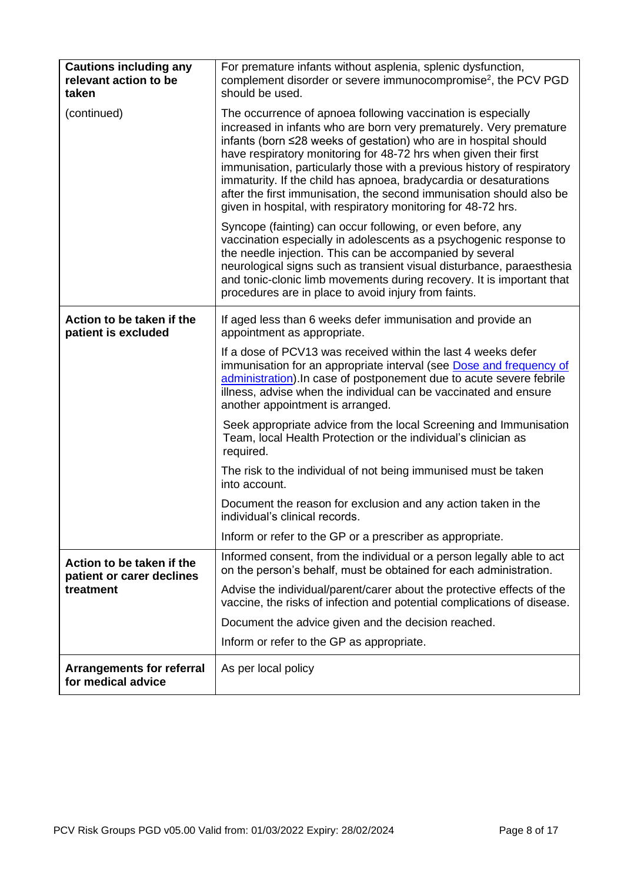| | |
|---|---|
| **Cautions including any relevant action to be taken** | For premature infants without asplenia, splenic dysfunction, complement disorder or severe immunocompromise[2], the PCV PGD should be used. |
| (continued) | The occurrence of apnoea following vaccination is especially increased in infants who are born very prematurely. Very premature infants (born ≤28 weeks of gestation) who are in hospital should have respiratory monitoring for 48-72 hrs when given their first immunisation, particularly those with a previous history of respiratory immaturity. If the child has apnoea, bradycardia or desaturations after the first immunisation, the second immunisation should also be given in hospital, with respiratory monitoring for 48-72 hrs.<br><br>Syncope (fainting) can occur following, or even before, any vaccination especially in adolescents as a psychogenic response to the needle injection. This can be accompanied by several neurological signs such as transient visual disturbance, paraesthesia and tonic-clonic limb movements during recovery. It is important that procedures are in place to avoid injury from faints. |
| **Action to be taken if the patient is excluded** | If aged less than 6 weeks defer immunisation and provide an appointment as appropriate.<br><br>If a dose of PCV13 was received within the last 4 weeks defer immunisation for an appropriate interval (see [Dose and frequency of administration](#)).In case of postponement due to acute severe febrile illness, advise when the individual can be vaccinated and ensure another appointment is arranged.<br><br>Seek appropriate advice from the local Screening and Immunisation Team, local Health Protection or the individual's clinician as required.<br><br>The risk to the individual of not being immunised must be taken into account.<br><br>Document the reason for exclusion and any action taken in the individual's clinical records.<br><br>Inform or refer to the GP or a prescriber as appropriate. |
| **Action to be taken if the patient or carer declines treatment** | Informed consent, from the individual or a person legally able to act on the person's behalf, must be obtained for each administration.<br><br>Advise the individual/parent/carer about the protective effects of the vaccine, the risks of infection and potential complications of disease.<br><br>Document the advice given and the decision reached.<br><br>Inform or refer to the GP as appropriate. |
| **Arrangements for referral for medical advice** | As per local policy |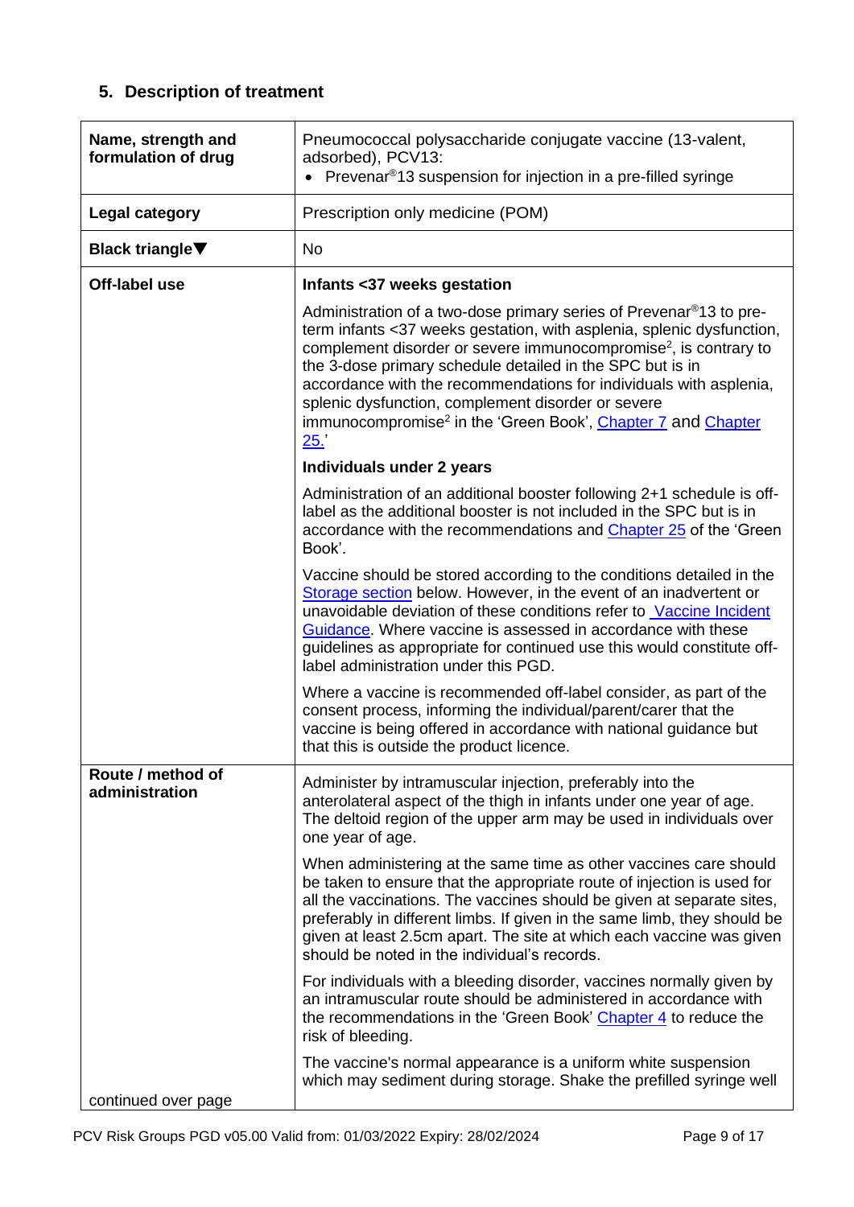## 5. Description of treatment

| | |
|---|---|
| **Name, strength and formulation of drug** | Pneumococcal polysaccharide conjugate vaccine (13-valent, adsorbed), PCV13:<br>• Prevenar®13 suspension for injection in a pre-filled syringe |
| **Legal category** | Prescription only medicine (POM) |
| **Black triangle▼** | No |
| **Off-label use** | **Infants <37 weeks gestation**<br><br>Administration of a two-dose primary series of Prevenar®13 to pre-term infants <37 weeks gestation, with asplenia, splenic dysfunction, complement disorder or severe immunocompromise[2], is contrary to the 3-dose primary schedule detailed in the SPC but is in accordance with the recommendations for individuals with asplenia, splenic dysfunction, complement disorder or severe immunocompromise[2] in the 'Green Book', Chapter 7 and Chapter 25.'<br><br>**Individuals under 2 years**<br><br>Administration of an additional booster following 2+1 schedule is off-label as the additional booster is not included in the SPC but is in accordance with the recommendations and Chapter 25 of the 'Green Book'.<br><br>Vaccine should be stored according to the conditions detailed in the Storage section below. However, in the event of an inadvertent or unavoidable deviation of these conditions refer to Vaccine Incident Guidance. Where vaccine is assessed in accordance with these guidelines as appropriate for continued use this would constitute off-label administration under this PGD.<br><br>Where a vaccine is recommended off-label consider, as part of the consent process, informing the individual/parent/carer that the vaccine is being offered in accordance with national guidance but that this is outside the product licence. |
| **Route / method of administration**<br><br>continued over page | Administer by intramuscular injection, preferably into the anterolateral aspect of the thigh in infants under one year of age. The deltoid region of the upper arm may be used in individuals over one year of age.<br><br>When administering at the same time as other vaccines care should be taken to ensure that the appropriate route of injection is used for all the vaccinations. The vaccines should be given at separate sites, preferably in different limbs. If given in the same limb, they should be given at least 2.5cm apart. The site at which each vaccine was given should be noted in the individual's records.<br><br>For individuals with a bleeding disorder, vaccines normally given by an intramuscular route should be administered in accordance with the recommendations in the 'Green Book' Chapter 4 to reduce the risk of bleeding.<br><br>The vaccine's normal appearance is a uniform white suspension which may sediment during storage. Shake the prefilled syringe well |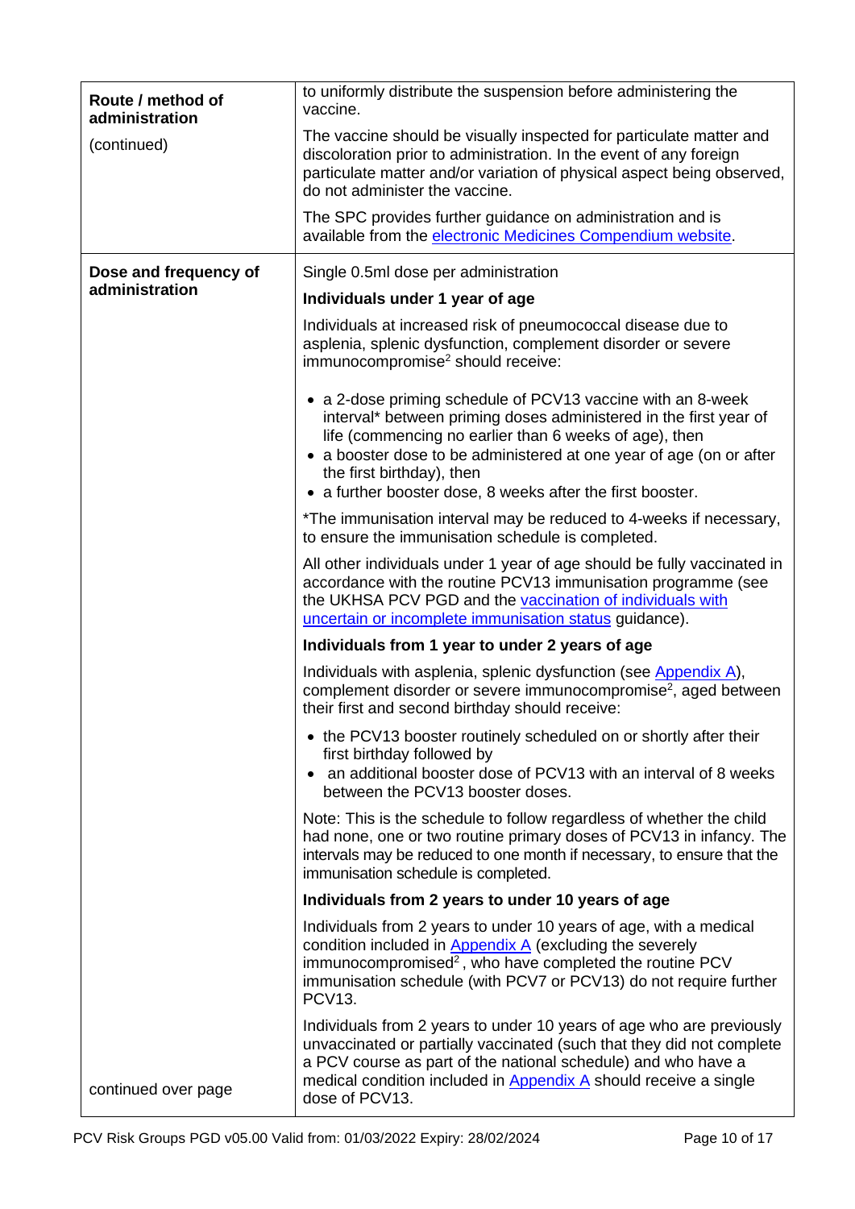| | |
|---|---|
| **Route / method of administration** (continued) | to uniformly distribute the suspension before administering the vaccine.<br><br>The vaccine should be visually inspected for particulate matter and discoloration prior to administration. In the event of any foreign particulate matter and/or variation of physical aspect being observed, do not administer the vaccine.<br><br>The SPC provides further guidance on administration and is available from the [electronic Medicines Compendium website](). |
| **Dose and frequency of administration**<br><br>continued over page | Single 0.5ml dose per administration<br><br>**Individuals under 1 year of age**<br><br>Individuals at increased risk of pneumococcal disease due to asplenia, splenic dysfunction, complement disorder or severe immunocompromise[2] should receive:<br><br>• a 2-dose priming schedule of PCV13 vaccine with an 8-week interval* between priming doses administered in the first year of life (commencing no earlier than 6 weeks of age), then<br>• a booster dose to be administered at one year of age (on or after the first birthday), then<br>• a further booster dose, 8 weeks after the first booster.<br><br>*The immunisation interval may be reduced to 4-weeks if necessary, to ensure the immunisation schedule is completed.<br><br>All other individuals under 1 year of age should be fully vaccinated in accordance with the routine PCV13 immunisation programme (see the UKHSA PCV PGD and the [vaccination of individuals with uncertain or incomplete immunisation status]() guidance).<br><br>**Individuals from 1 year to under 2 years of age**<br><br>Individuals with asplenia, splenic dysfunction (see [Appendix A]()), complement disorder or severe immunocompromise[2], aged between their first and second birthday should receive:<br><br>• the PCV13 booster routinely scheduled on or shortly after their first birthday followed by<br>• an additional booster dose of PCV13 with an interval of 8 weeks between the PCV13 booster doses.<br><br>Note: This is the schedule to follow regardless of whether the child had none, one or two routine primary doses of PCV13 in infancy. The intervals may be reduced to one month if necessary, to ensure that the immunisation schedule is completed.<br><br>**Individuals from 2 years to under 10 years of age**<br><br>Individuals from 2 years to under 10 years of age, with a medical condition included in [Appendix A]() (excluding the severely immunocompromised[2], who have completed the routine PCV immunisation schedule (with PCV7 or PCV13) do not require further PCV13.<br><br>Individuals from 2 years to under 10 years of age who are previously unvaccinated or partially vaccinated (such that they did not complete a PCV course as part of the national schedule) and who have a medical condition included in [Appendix A]() should receive a single dose of PCV13. |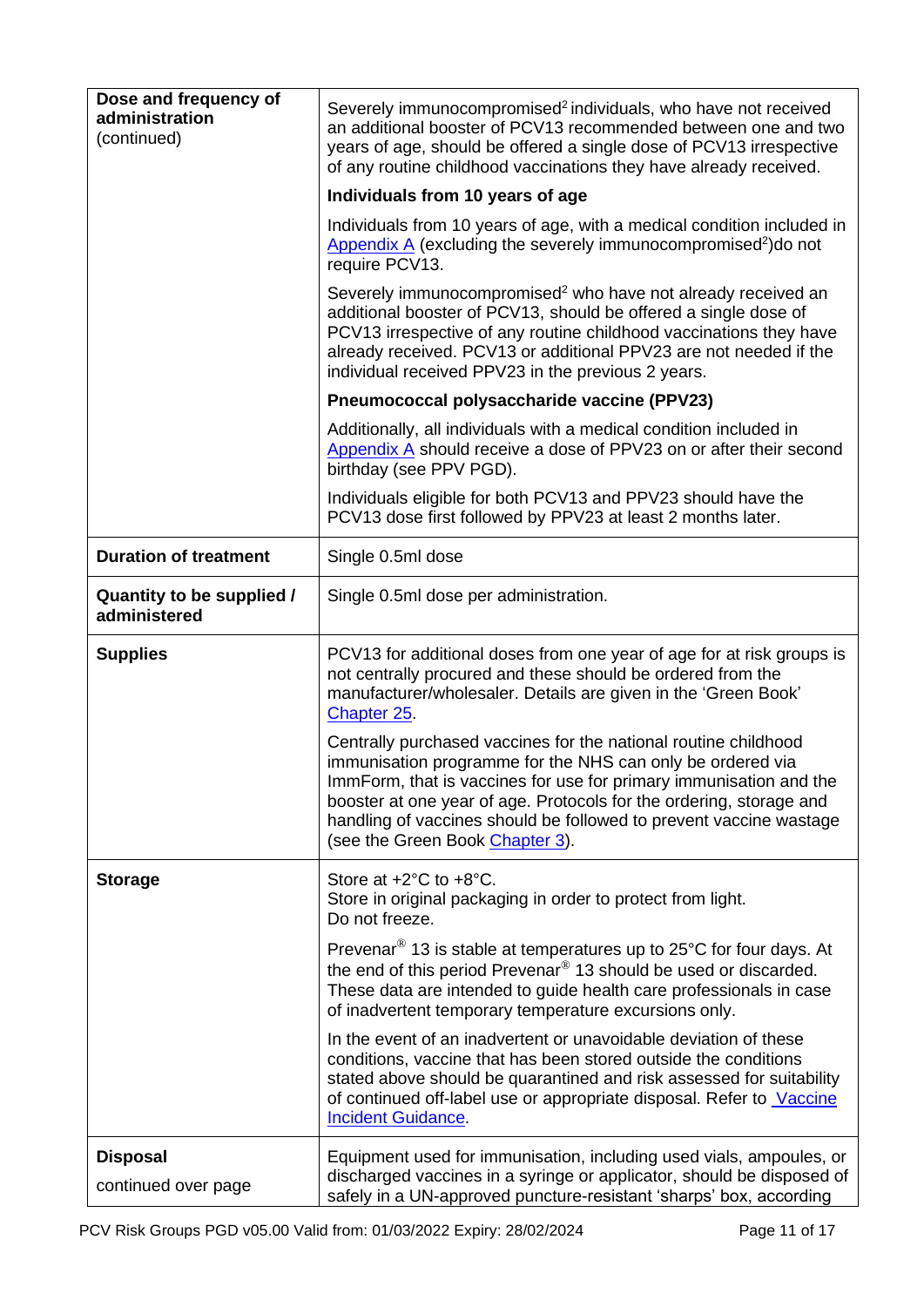| | |
|---|---|
| **Dose and frequency of administration** (continued) | Severely immunocompromised[2] individuals, who have not received an additional booster of PCV13 recommended between one and two years of age, should be offered a single dose of PCV13 irrespective of any routine childhood vaccinations they have already received.<br><br>**Individuals from 10 years of age**<br><br>Individuals from 10 years of age, with a medical condition included in Appendix A (excluding the severely immunocompromised[2])do not require PCV13.<br><br>Severely immunocompromised[2] who have not already received an additional booster of PCV13, should be offered a single dose of PCV13 irrespective of any routine childhood vaccinations they have already received. PCV13 or additional PPV23 are not needed if the individual received PPV23 in the previous 2 years.<br><br>**Pneumococcal polysaccharide vaccine (PPV23)**<br><br>Additionally, all individuals with a medical condition included in Appendix A should receive a dose of PPV23 on or after their second birthday (see PPV PGD).<br><br>Individuals eligible for both PCV13 and PPV23 should have the PCV13 dose first followed by PPV23 at least 2 months later. |
| **Duration of treatment** | Single 0.5ml dose |
| **Quantity to be supplied / administered** | Single 0.5ml dose per administration. |
| **Supplies** | PCV13 for additional doses from one year of age for at risk groups is not centrally procured and these should be ordered from the manufacturer/wholesaler. Details are given in the 'Green Book' Chapter 25.<br><br>Centrally purchased vaccines for the national routine childhood immunisation programme for the NHS can only be ordered via ImmForm, that is vaccines for use for primary immunisation and the booster at one year of age. Protocols for the ordering, storage and handling of vaccines should be followed to prevent vaccine wastage (see the Green Book Chapter 3). |
| **Storage** | Store at +2°C to +8°C.<br>Store in original packaging in order to protect from light.<br>Do not freeze.<br><br>Prevenar® 13 is stable at temperatures up to 25°C for four days. At the end of this period Prevenar® 13 should be used or discarded. These data are intended to guide health care professionals in case of inadvertent temporary temperature excursions only.<br><br>In the event of an inadvertent or unavoidable deviation of these conditions, vaccine that has been stored outside the conditions stated above should be quarantined and risk assessed for suitability of continued off-label use or appropriate disposal. Refer to Vaccine Incident Guidance. |
| **Disposal**<br><br>continued over page | Equipment used for immunisation, including used vials, ampoules, or discharged vaccines in a syringe or applicator, should be disposed of safely in a UN-approved puncture-resistant 'sharps' box, according |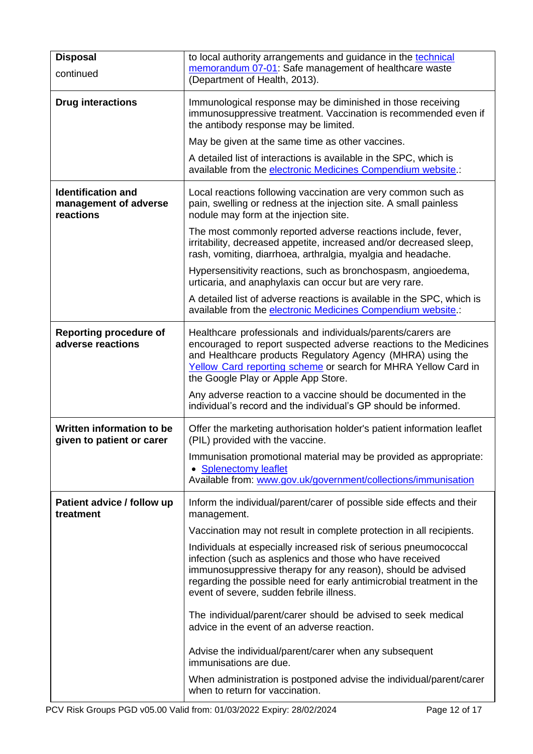| | |
|---|---|
| **Disposal** continued | to local authority arrangements and guidance in the [technical memorandum 07-01](#): Safe management of healthcare waste (Department of Health, 2013). |
| **Drug interactions** | Immunological response may be diminished in those receiving immunosuppressive treatment. Vaccination is recommended even if the antibody response may be limited.<br><br>May be given at the same time as other vaccines.<br><br>A detailed list of interactions is available in the SPC, which is available from the [electronic Medicines Compendium website](#).: |
| **Identification and management of adverse reactions** | Local reactions following vaccination are very common such as pain, swelling or redness at the injection site. A small painless nodule may form at the injection site.<br><br>The most commonly reported adverse reactions include, fever, irritability, decreased appetite, increased and/or decreased sleep, rash, vomiting, diarrhoea, arthralgia, myalgia and headache.<br><br>Hypersensitivity reactions, such as bronchospasm, angioedema, urticaria, and anaphylaxis can occur but are very rare.<br><br>A detailed list of adverse reactions is available in the SPC, which is available from the [electronic Medicines Compendium website](#).: |
| **Reporting procedure of adverse reactions** | Healthcare professionals and individuals/parents/carers are encouraged to report suspected adverse reactions to the Medicines and Healthcare products Regulatory Agency (MHRA) using the [Yellow Card reporting scheme](#) or search for MHRA Yellow Card in the Google Play or Apple App Store.<br><br>Any adverse reaction to a vaccine should be documented in the individual's record and the individual's GP should be informed. |
| **Written information to be given to patient or carer** | Offer the marketing authorisation holder's patient information leaflet (PIL) provided with the vaccine.<br><br>Immunisation promotional material may be provided as appropriate:<br>• [Splenectomy leaflet](#)<br>Available from: [www.gov.uk/government/collections/immunisation](#) |
| **Patient advice / follow up treatment** | Inform the individual/parent/carer of possible side effects and their management.<br><br>Vaccination may not result in complete protection in all recipients.<br><br>Individuals at especially increased risk of serious pneumococcal infection (such as asplenics and those who have received immunosuppressive therapy for any reason), should be advised regarding the possible need for early antimicrobial treatment in the event of severe, sudden febrile illness.<br><br>The individual/parent/carer should be advised to seek medical advice in the event of an adverse reaction.<br><br>Advise the individual/parent/carer when any subsequent immunisations are due.<br><br>When administration is postponed advise the individual/parent/carer when to return for vaccination. |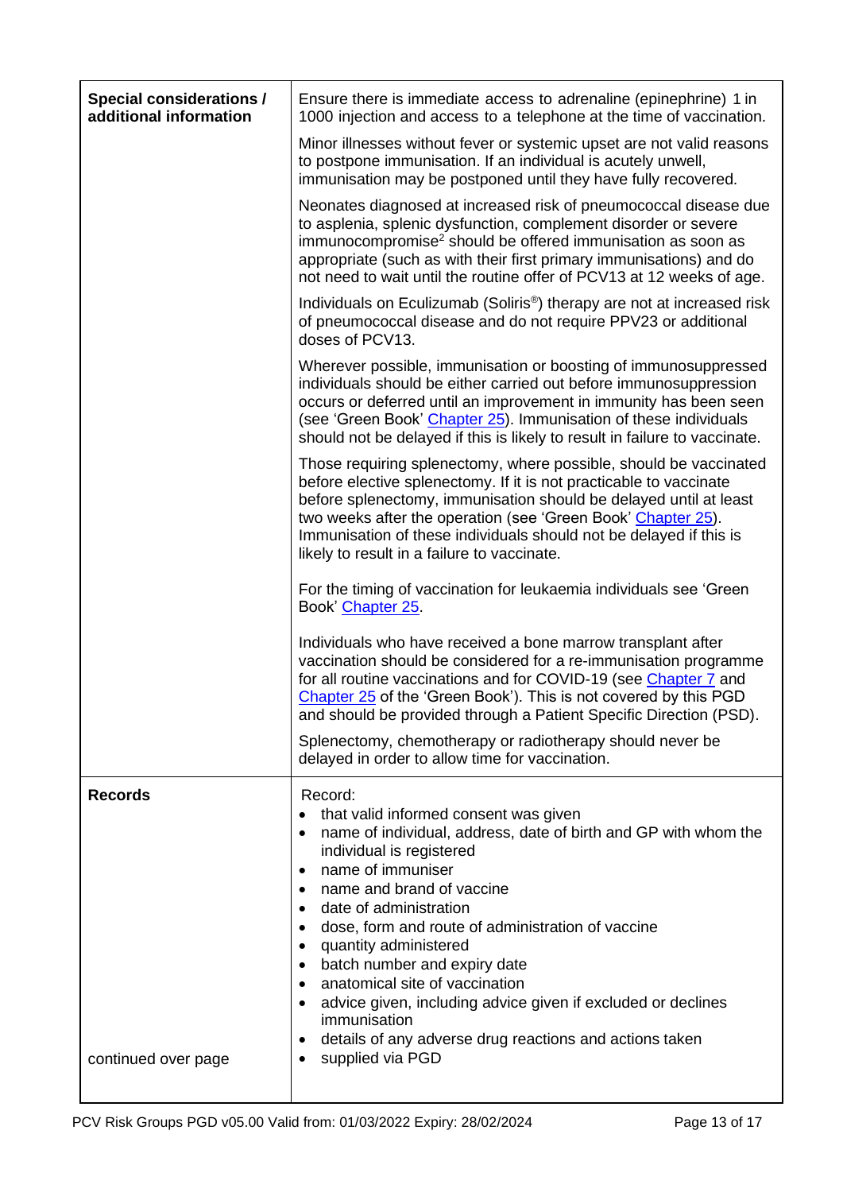| | |
|---|---|
| **Special considerations / additional information** | Ensure there is immediate access to adrenaline (epinephrine) 1 in 1000 injection and access to a telephone at the time of vaccination.<br><br>Minor illnesses without fever or systemic upset are not valid reasons to postpone immunisation. If an individual is acutely unwell, immunisation may be postponed until they have fully recovered.<br><br>Neonates diagnosed at increased risk of pneumococcal disease due to asplenia, splenic dysfunction, complement disorder or severe immunocompromise[2] should be offered immunisation as soon as appropriate (such as with their first primary immunisations) and do not need to wait until the routine offer of PCV13 at 12 weeks of age.<br><br>Individuals on Eculizumab (Soliris®) therapy are not at increased risk of pneumococcal disease and do not require PPV23 or additional doses of PCV13.<br><br>Wherever possible, immunisation or boosting of immunosuppressed individuals should be either carried out before immunosuppression occurs or deferred until an improvement in immunity has been seen (see 'Green Book' Chapter 25). Immunisation of these individuals should not be delayed if this is likely to result in failure to vaccinate.<br><br>Those requiring splenectomy, where possible, should be vaccinated before elective splenectomy. If it is not practicable to vaccinate before splenectomy, immunisation should be delayed until at least two weeks after the operation (see 'Green Book' Chapter 25). Immunisation of these individuals should not be delayed if this is likely to result in a failure to vaccinate.<br><br>For the timing of vaccination for leukaemia individuals see 'Green Book' Chapter 25.<br><br>Individuals who have received a bone marrow transplant after vaccination should be considered for a re-immunisation programme for all routine vaccinations and for COVID-19 (see Chapter 7 and Chapter 25 of the 'Green Book'). This is not covered by this PGD and should be provided through a Patient Specific Direction (PSD).<br><br>Splenectomy, chemotherapy or radiotherapy should never be delayed in order to allow time for vaccination. |
| **Records**<br><br>continued over page | Record:<br>• that valid informed consent was given<br>• name of individual, address, date of birth and GP with whom the individual is registered<br>• name of immuniser<br>• name and brand of vaccine<br>• date of administration<br>• dose, form and route of administration of vaccine<br>• quantity administered<br>• batch number and expiry date<br>• anatomical site of vaccination<br>• advice given, including advice given if excluded or declines immunisation<br>• details of any adverse drug reactions and actions taken<br>• supplied via PGD |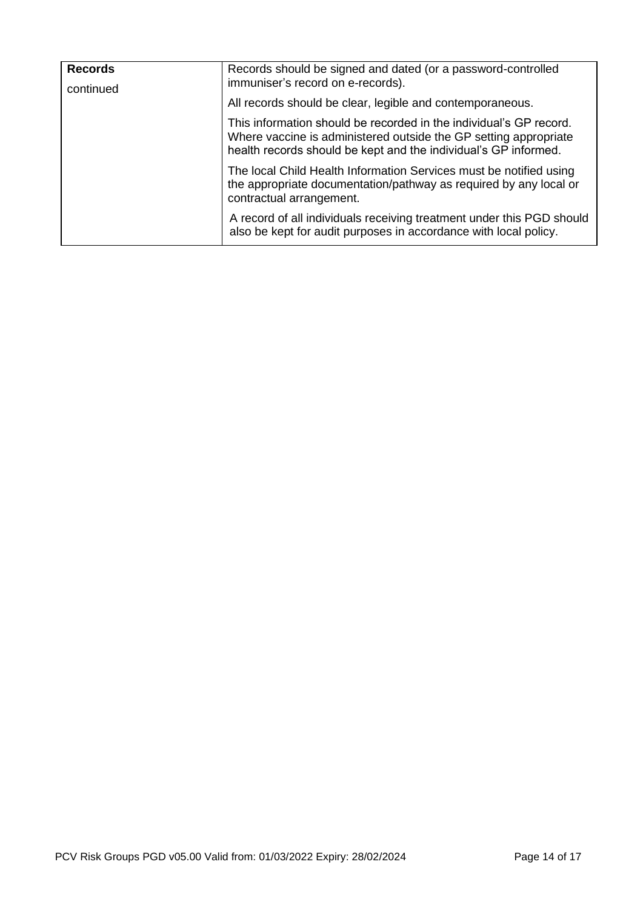| **Records** continued | Records should be signed and dated (or a password-controlled immuniser's record on e-records).<br><br>All records should be clear, legible and contemporaneous.<br><br>This information should be recorded in the individual's GP record. Where vaccine is administered outside the GP setting appropriate health records should be kept and the individual's GP informed.<br><br>The local Child Health Information Services must be notified using the appropriate documentation/pathway as required by any local or contractual arrangement.<br><br>A record of all individuals receiving treatment under this PGD should also be kept for audit purposes in accordance with local policy. |
|---|---|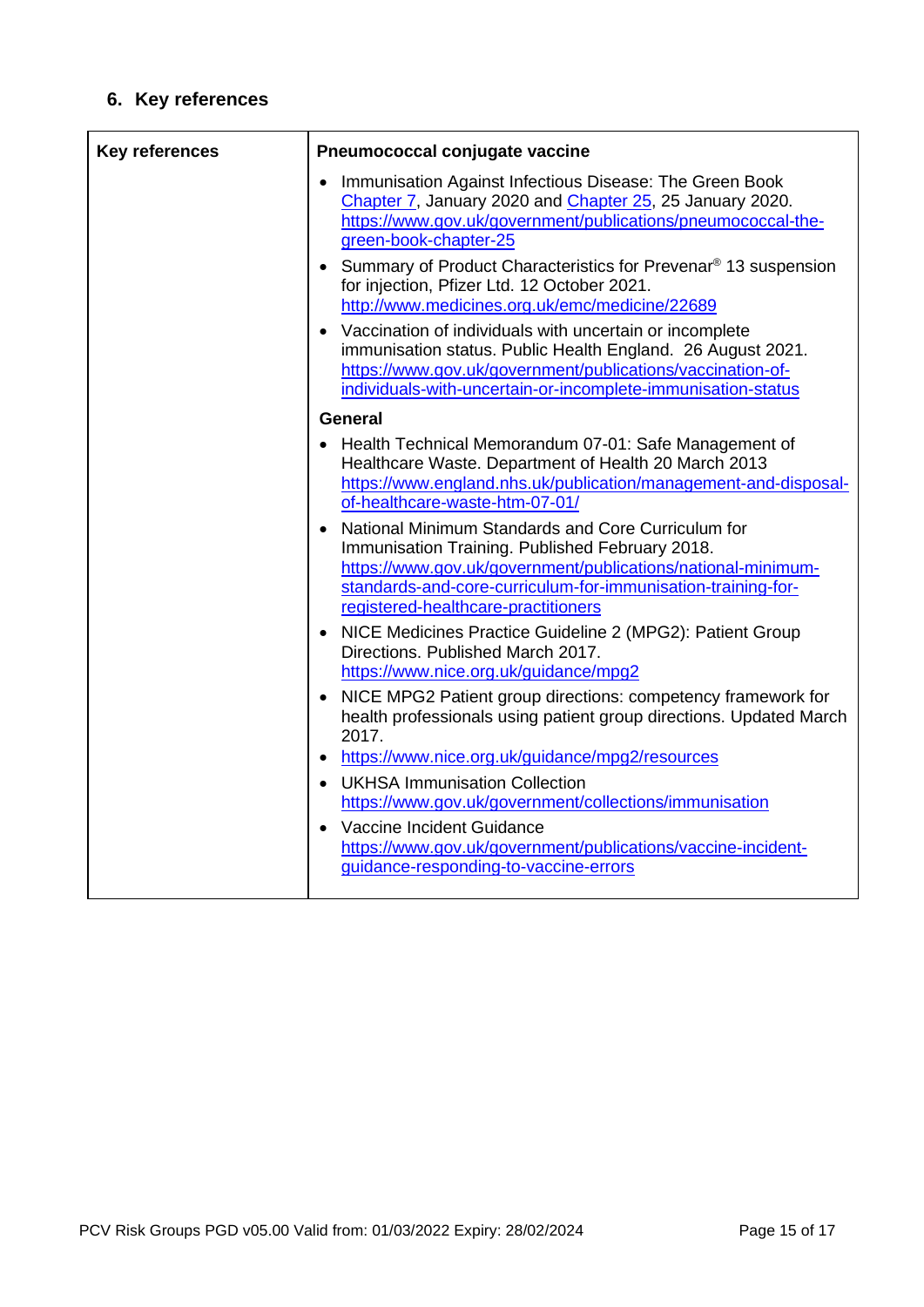## 6. Key references

| Key references | Pneumococcal conjugate vaccine |
| --- | --- |
| | • Immunisation Against Infectious Disease: The Green Book Chapter 7, January 2020 and Chapter 25, 25 January 2020. https://www.gov.uk/government/publications/pneumococcal-the-green-book-chapter-25<br>• Summary of Product Characteristics for Prevenar® 13 suspension for injection, Pfizer Ltd. 12 October 2021. http://www.medicines.org.uk/emc/medicine/22689<br>• Vaccination of individuals with uncertain or incomplete immunisation status. Public Health England. 26 August 2021. https://www.gov.uk/government/publications/vaccination-of-individuals-with-uncertain-or-incomplete-immunisation-status |
| | **General** |
| | • Health Technical Memorandum 07-01: Safe Management of Healthcare Waste. Department of Health 20 March 2013 https://www.england.nhs.uk/publication/management-and-disposal-of-healthcare-waste-htm-07-01/<br>• National Minimum Standards and Core Curriculum for Immunisation Training. Published February 2018. https://www.gov.uk/government/publications/national-minimum-standards-and-core-curriculum-for-immunisation-training-for-registered-healthcare-practitioners<br>• NICE Medicines Practice Guideline 2 (MPG2): Patient Group Directions. Published March 2017. https://www.nice.org.uk/guidance/mpg2<br>• NICE MPG2 Patient group directions: competency framework for health professionals using patient group directions. Updated March 2017.<br>• https://www.nice.org.uk/guidance/mpg2/resources<br>• UKHSA Immunisation Collection https://www.gov.uk/government/collections/immunisation<br>• Vaccine Incident Guidance https://www.gov.uk/government/publications/vaccine-incident-guidance-responding-to-vaccine-errors |

PCV Risk Groups PGD v05.00 Valid from: 01/03/2022 Expiry: 28/02/2024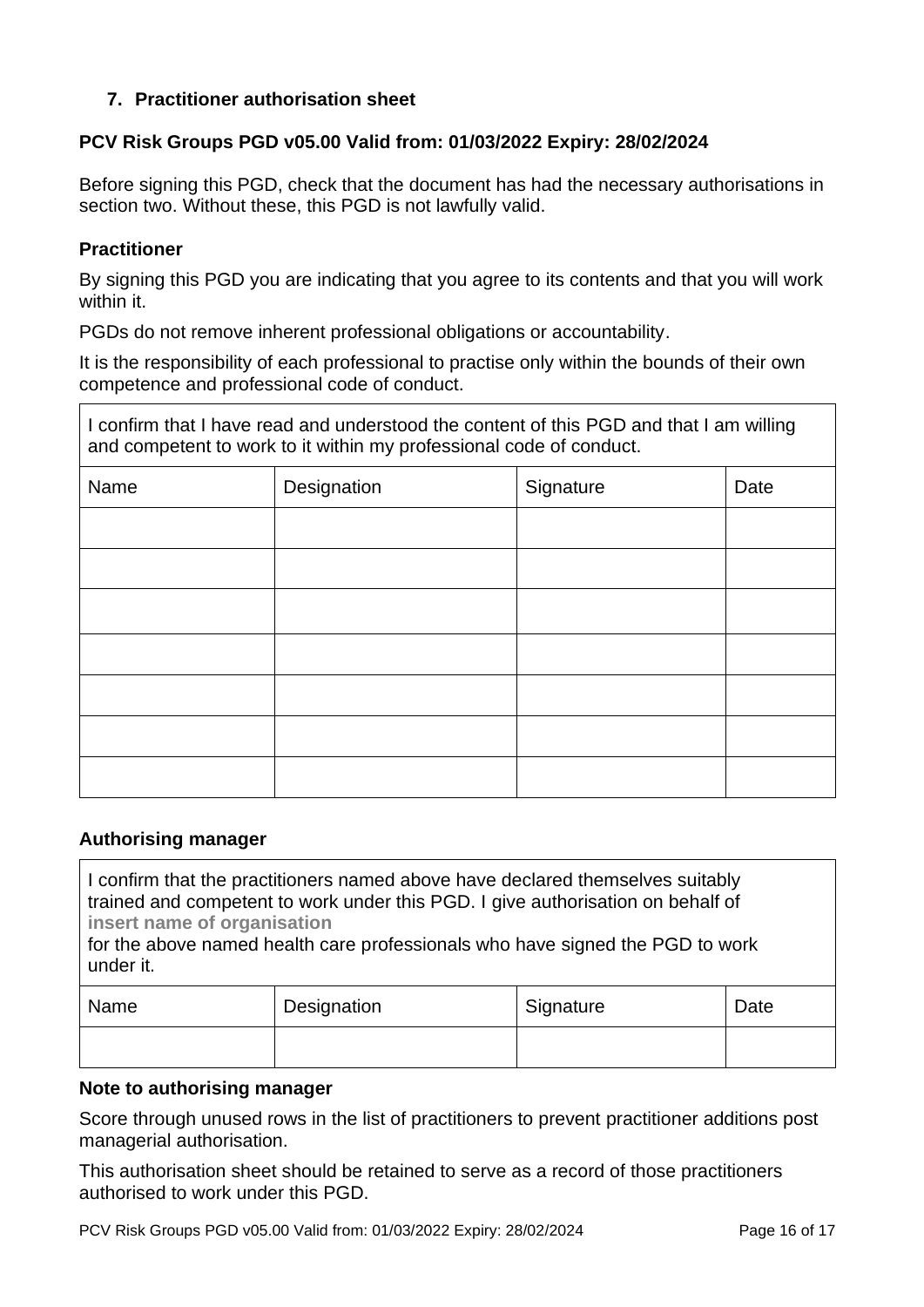## 7. Practitioner authorisation sheet

**PCV Risk Groups PGD v05.00 Valid from: 01/03/2022 Expiry: 28/02/2024**

Before signing this PGD, check that the document has had the necessary authorisations in section two. Without these, this PGD is not lawfully valid.

### Practitioner

By signing this PGD you are indicating that you agree to its contents and that you will work within it.

PGDs do not remove inherent professional obligations or accountability.

It is the responsibility of each professional to practise only within the bounds of their own competence and professional code of conduct.

| I confirm that I have read and understood the content of this PGD and that I am willing and competent to work to it within my professional code of conduct. | | | |
|---|---|---|---|
| Name | Designation | Signature | Date |
| | | | |
| | | | |
| | | | |
| | | | |
| | | | |
| | | | |
| | | | |

### Authorising manager

| I confirm that the practitioners named above have declared themselves suitably trained and competent to work under this PGD. I give authorisation on behalf of **insert name of organisation** for the above named health care professionals who have signed the PGD to work under it. | | | |
|---|---|---|---|
| Name | Designation | Signature | Date |
| | | | |

### Note to authorising manager

Score through unused rows in the list of practitioners to prevent practitioner additions post managerial authorisation.

This authorisation sheet should be retained to serve as a record of those practitioners authorised to work under this PGD.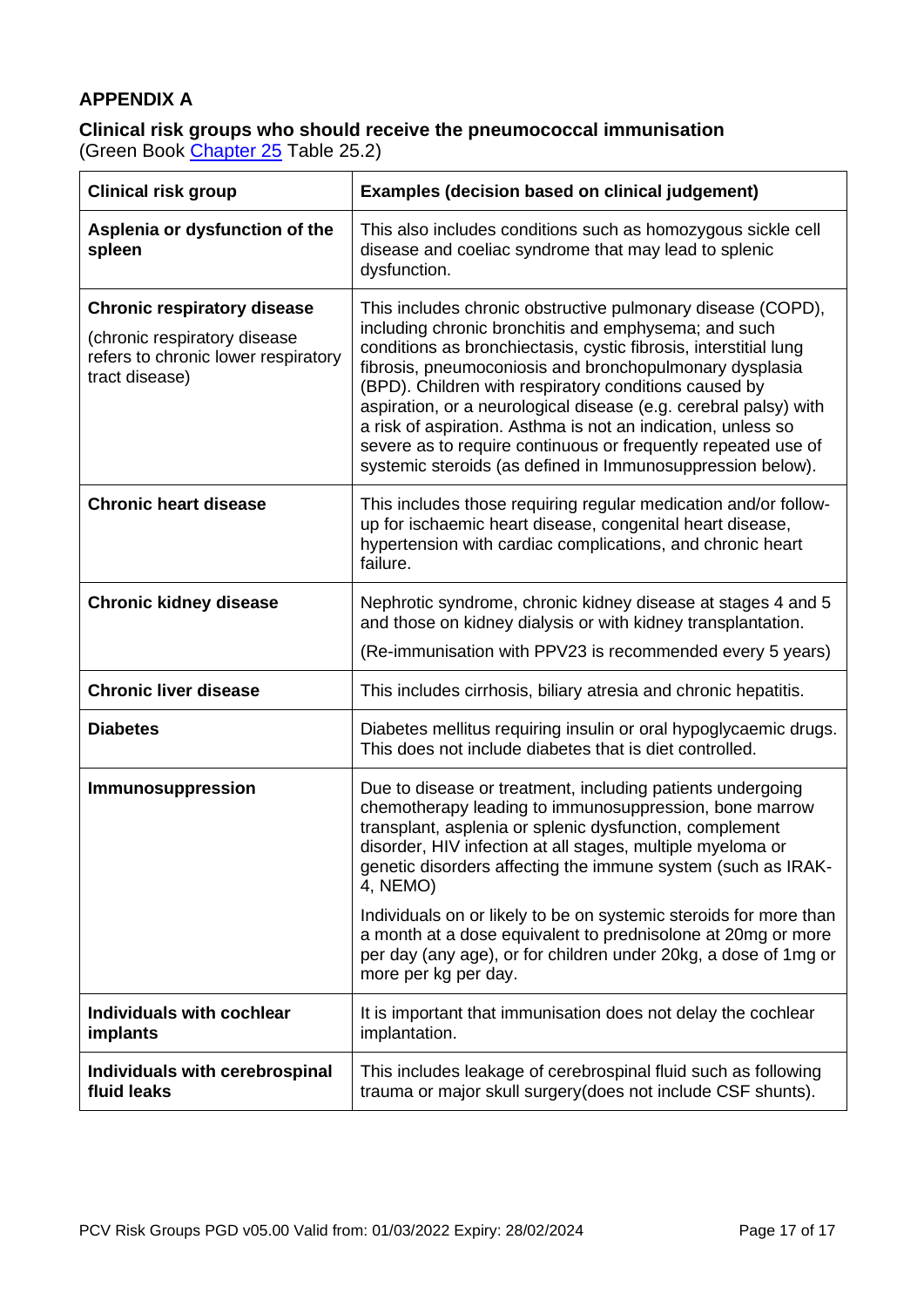## APPENDIX A

### Clinical risk groups who should receive the pneumococcal immunisation

(Green Book Chapter 25 Table 25.2)

| Clinical risk group | Examples (decision based on clinical judgement) |
|---|---|
| **Asplenia or dysfunction of the spleen** | This also includes conditions such as homozygous sickle cell disease and coeliac syndrome that may lead to splenic dysfunction. |
| **Chronic respiratory disease** (chronic respiratory disease refers to chronic lower respiratory tract disease) | This includes chronic obstructive pulmonary disease (COPD), including chronic bronchitis and emphysema; and such conditions as bronchiectasis, cystic fibrosis, interstitial lung fibrosis, pneumoconiosis and bronchopulmonary dysplasia (BPD). Children with respiratory conditions caused by aspiration, or a neurological disease (e.g. cerebral palsy) with a risk of aspiration. Asthma is not an indication, unless so severe as to require continuous or frequently repeated use of systemic steroids (as defined in Immunosuppression below). |
| **Chronic heart disease** | This includes those requiring regular medication and/or follow-up for ischaemic heart disease, congenital heart disease, hypertension with cardiac complications, and chronic heart failure. |
| **Chronic kidney disease** | Nephrotic syndrome, chronic kidney disease at stages 4 and 5 and those on kidney dialysis or with kidney transplantation. (Re-immunisation with PPV23 is recommended every 5 years) |
| **Chronic liver disease** | This includes cirrhosis, biliary atresia and chronic hepatitis. |
| **Diabetes** | Diabetes mellitus requiring insulin or oral hypoglycaemic drugs. This does not include diabetes that is diet controlled. |
| **Immunosuppression** | Due to disease or treatment, including patients undergoing chemotherapy leading to immunosuppression, bone marrow transplant, asplenia or splenic dysfunction, complement disorder, HIV infection at all stages, multiple myeloma or genetic disorders affecting the immune system (such as IRAK-4, NEMO) Individuals on or likely to be on systemic steroids for more than a month at a dose equivalent to prednisolone at 20mg or more per day (any age), or for children under 20kg, a dose of 1mg or more per kg per day. |
| **Individuals with cochlear implants** | It is important that immunisation does not delay the cochlear implantation. |
| **Individuals with cerebrospinal fluid leaks** | This includes leakage of cerebrospinal fluid such as following trauma or major skull surgery(does not include CSF shunts). |

PCV Risk Groups PGD v05.00 Valid from: 01/03/2022 Expiry: 28/02/2024